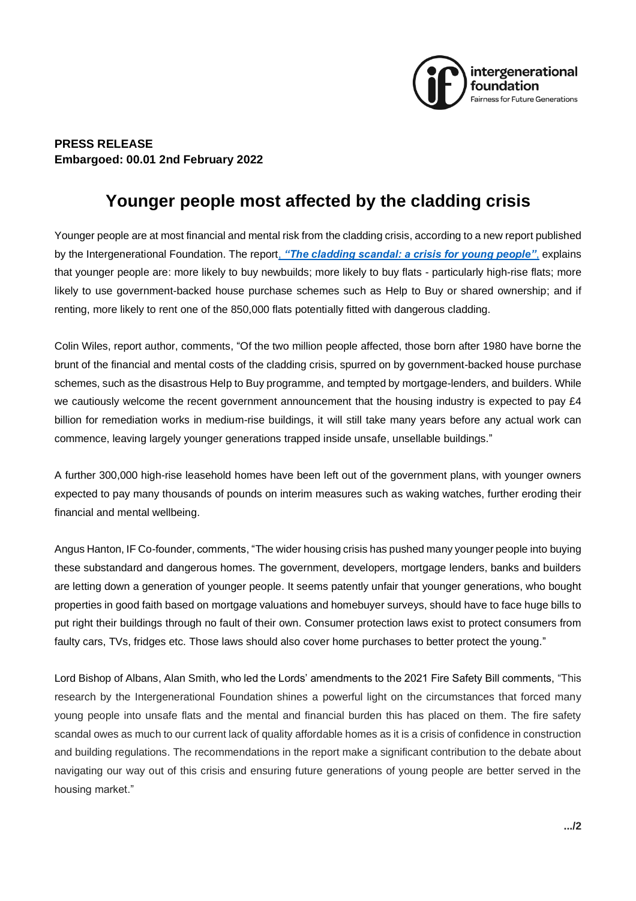**PRESS RELEASE**
**Embargoed: 00.01 2nd February 2022**

# Younger people most affected by the cladding crisis

Younger people are at most financial and mental risk from the cladding crisis, according to a new report published by the Intergenerational Foundation. The report, ***"The cladding scandal: a crisis for young people"***, explains that younger people are: more likely to buy newbuilds; more likely to buy flats - particularly high-rise flats; more likely to use government-backed house purchase schemes such as Help to Buy or shared ownership; and if renting, more likely to rent one of the 850,000 flats potentially fitted with dangerous cladding.

Colin Wiles, report author, comments, "Of the two million people affected, those born after 1980 have borne the brunt of the financial and mental costs of the cladding crisis, spurred on by government-backed house purchase schemes, such as the disastrous Help to Buy programme, and tempted by mortgage-lenders, and builders. While we cautiously welcome the recent government announcement that the housing industry is expected to pay £4 billion for remediation works in medium-rise buildings, it will still take many years before any actual work can commence, leaving largely younger generations trapped inside unsafe, unsellable buildings."

A further 300,000 high-rise leasehold homes have been left out of the government plans, with younger owners expected to pay many thousands of pounds on interim measures such as waking watches, further eroding their financial and mental wellbeing.

Angus Hanton, IF Co-founder, comments, "The wider housing crisis has pushed many younger people into buying these substandard and dangerous homes. The government, developers, mortgage lenders, banks and builders are letting down a generation of younger people. It seems patently unfair that younger generations, who bought properties in good faith based on mortgage valuations and homebuyer surveys, should have to face huge bills to put right their buildings through no fault of their own. Consumer protection laws exist to protect consumers from faulty cars, TVs, fridges etc. Those laws should also cover home purchases to better protect the young."

Lord Bishop of Albans, Alan Smith, who led the Lords' amendments to the 2021 Fire Safety Bill comments, "This research by the Intergenerational Foundation shines a powerful light on the circumstances that forced many young people into unsafe flats and the mental and financial burden this has placed on them. The fire safety scandal owes as much to our current lack of quality affordable homes as it is a crisis of confidence in construction and building regulations. The recommendations in the report make a significant contribution to the debate about navigating our way out of this crisis and ensuring future generations of young people are better served in the housing market."

.../2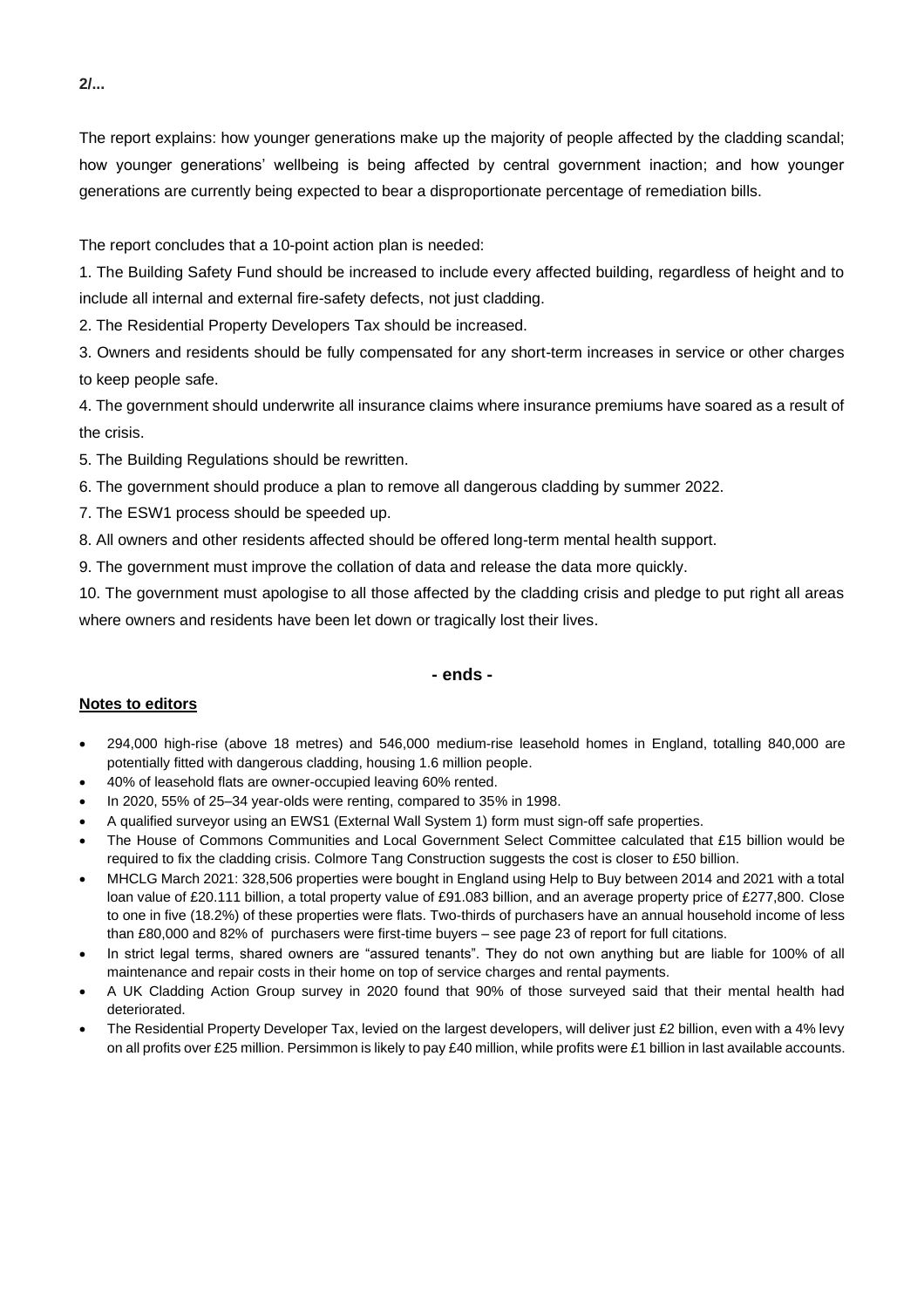2/...

The report explains: how younger generations make up the majority of people affected by the cladding scandal; how younger generations' wellbeing is being affected by central government inaction; and how younger generations are currently being expected to bear a disproportionate percentage of remediation bills.

The report concludes that a 10-point action plan is needed:

1. The Building Safety Fund should be increased to include every affected building, regardless of height and to include all internal and external fire-safety defects, not just cladding.
2. The Residential Property Developers Tax should be increased.
3. Owners and residents should be fully compensated for any short-term increases in service or other charges to keep people safe.
4. The government should underwrite all insurance claims where insurance premiums have soared as a result of the crisis.
5. The Building Regulations should be rewritten.
6. The government should produce a plan to remove all dangerous cladding by summer 2022.
7. The ESW1 process should be speeded up.
8. All owners and other residents affected should be offered long-term mental health support.
9. The government must improve the collation of data and release the data more quickly.
10. The government must apologise to all those affected by the cladding crisis and pledge to put right all areas where owners and residents have been let down or tragically lost their lives.

**- ends -**

**Notes to editors**

- 294,000 high-rise (above 18 metres) and 546,000 medium-rise leasehold homes in England, totalling 840,000 are potentially fitted with dangerous cladding, housing 1.6 million people.
- 40% of leasehold flats are owner-occupied leaving 60% rented.
- In 2020, 55% of 25–34 year-olds were renting, compared to 35% in 1998.
- A qualified surveyor using an EWS1 (External Wall System 1) form must sign-off safe properties.
- The House of Commons Communities and Local Government Select Committee calculated that £15 billion would be required to fix the cladding crisis. Colmore Tang Construction suggests the cost is closer to £50 billion.
- MHCLG March 2021: 328,506 properties were bought in England using Help to Buy between 2014 and 2021 with a total loan value of £20.111 billion, a total property value of £91.083 billion, and an average property price of £277,800. Close to one in five (18.2%) of these properties were flats. Two-thirds of purchasers have an annual household income of less than £80,000 and 82% of purchasers were first-time buyers – see page 23 of report for full citations.
- In strict legal terms, shared owners are "assured tenants". They do not own anything but are liable for 100% of all maintenance and repair costs in their home on top of service charges and rental payments.
- A UK Cladding Action Group survey in 2020 found that 90% of those surveyed said that their mental health had deteriorated.
- The Residential Property Developer Tax, levied on the largest developers, will deliver just £2 billion, even with a 4% levy on all profits over £25 million. Persimmon is likely to pay £40 million, while profits were £1 billion in last available accounts.